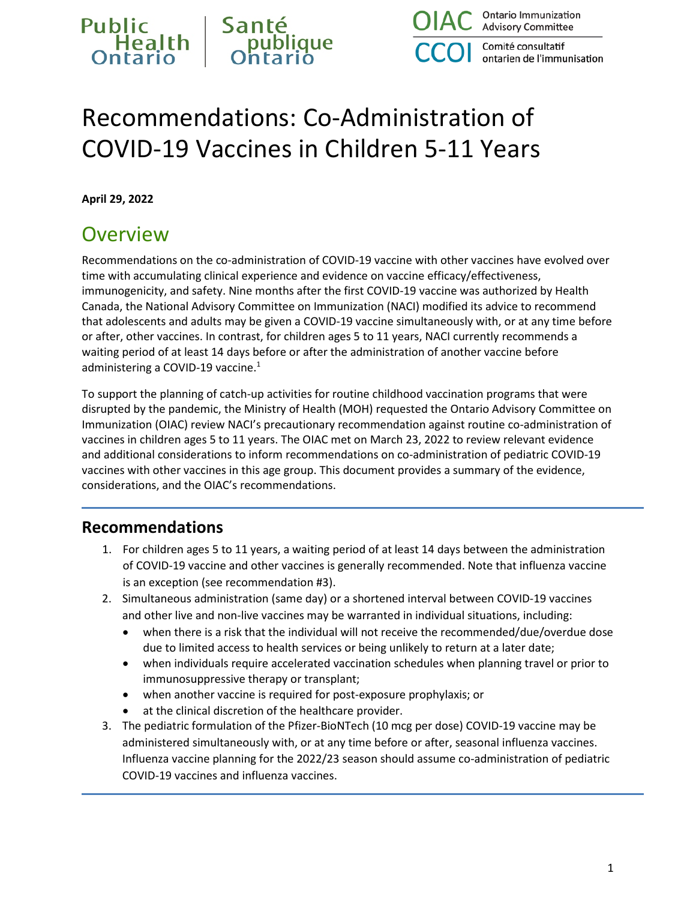# Recommendations: Co-Administration of COVID-19 Vaccines in Children 5-11 Years

**April 29, 2022**

## Overview

Recommendations on the co-administration of COVID-19 vaccine with other vaccines have evolved over time with accumulating clinical experience and evidence on vaccine efficacy/effectiveness, immunogenicity, and safety. Nine months after the first COVID-19 vaccine was authorized by Health Canada, the National Advisory Committee on Immunization (NACI) modified its advice to recommend that adolescents and adults may be given a COVID-19 vaccine simultaneously with, or at any time before or after, other vaccines. In contrast, for children ages 5 to 11 years, NACI currently recommends a waiting period of at least 14 days before or after the administration of another vaccine before administering a COVID-19 vaccine.[1]

To support the planning of catch-up activities for routine childhood vaccination programs that were disrupted by the pandemic, the Ministry of Health (MOH) requested the Ontario Advisory Committee on Immunization (OIAC) review NACI's precautionary recommendation against routine co-administration of vaccines in children ages 5 to 11 years. The OIAC met on March 23, 2022 to review relevant evidence and additional considerations to inform recommendations on co-administration of pediatric COVID-19 vaccines with other vaccines in this age group. This document provides a summary of the evidence, considerations, and the OIAC's recommendations.

### Recommendations

1. For children ages 5 to 11 years, a waiting period of at least 14 days between the administration of COVID-19 vaccine and other vaccines is generally recommended. Note that influenza vaccine is an exception (see recommendation #3).
2. Simultaneous administration (same day) or a shortened interval between COVID-19 vaccines and other live and non-live vaccines may be warranted in individual situations, including:
   - when there is a risk that the individual will not receive the recommended/due/overdue dose due to limited access to health services or being unlikely to return at a later date;
   - when individuals require accelerated vaccination schedules when planning travel or prior to immunosuppressive therapy or transplant;
   - when another vaccine is required for post-exposure prophylaxis; or
   - at the clinical discretion of the healthcare provider.
3. The pediatric formulation of the Pfizer-BioNTech (10 mcg per dose) COVID-19 vaccine may be administered simultaneously with, or at any time before or after, seasonal influenza vaccines. Influenza vaccine planning for the 2022/23 season should assume co-administration of pediatric COVID-19 vaccines and influenza vaccines.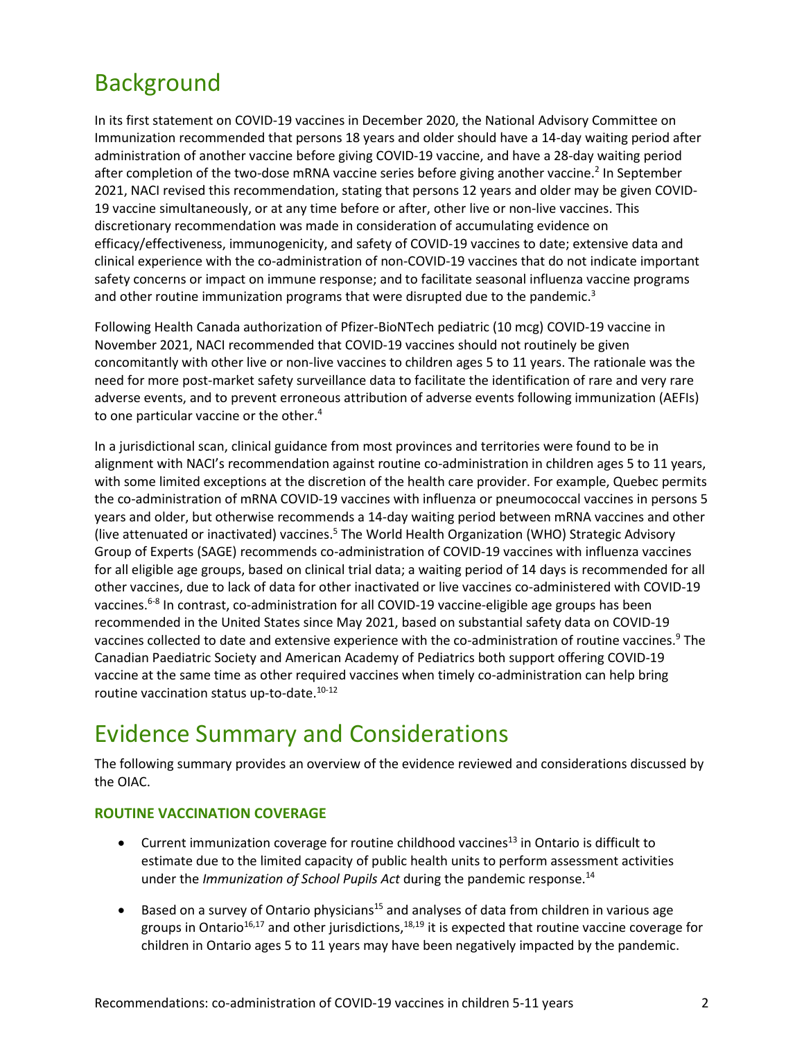# Background

In its first statement on COVID-19 vaccines in December 2020, the National Advisory Committee on Immunization recommended that persons 18 years and older should have a 14-day waiting period after administration of another vaccine before giving COVID-19 vaccine, and have a 28-day waiting period after completion of the two-dose mRNA vaccine series before giving another vaccine.[2] In September 2021, NACI revised this recommendation, stating that persons 12 years and older may be given COVID-19 vaccine simultaneously, or at any time before or after, other live or non-live vaccines. This discretionary recommendation was made in consideration of accumulating evidence on efficacy/effectiveness, immunogenicity, and safety of COVID-19 vaccines to date; extensive data and clinical experience with the co-administration of non-COVID-19 vaccines that do not indicate important safety concerns or impact on immune response; and to facilitate seasonal influenza vaccine programs and other routine immunization programs that were disrupted due to the pandemic.[3]

Following Health Canada authorization of Pfizer-BioNTech pediatric (10 mcg) COVID-19 vaccine in November 2021, NACI recommended that COVID-19 vaccines should not routinely be given concomitantly with other live or non-live vaccines to children ages 5 to 11 years. The rationale was the need for more post-market safety surveillance data to facilitate the identification of rare and very rare adverse events, and to prevent erroneous attribution of adverse events following immunization (AEFIs) to one particular vaccine or the other.[4]

In a jurisdictional scan, clinical guidance from most provinces and territories were found to be in alignment with NACI's recommendation against routine co-administration in children ages 5 to 11 years, with some limited exceptions at the discretion of the health care provider. For example, Quebec permits the co-administration of mRNA COVID-19 vaccines with influenza or pneumococcal vaccines in persons 5 years and older, but otherwise recommends a 14-day waiting period between mRNA vaccines and other (live attenuated or inactivated) vaccines.[5] The World Health Organization (WHO) Strategic Advisory Group of Experts (SAGE) recommends co-administration of COVID-19 vaccines with influenza vaccines for all eligible age groups, based on clinical trial data; a waiting period of 14 days is recommended for all other vaccines, due to lack of data for other inactivated or live vaccines co-administered with COVID-19 vaccines.[6-8] In contrast, co-administration for all COVID-19 vaccine-eligible age groups has been recommended in the United States since May 2021, based on substantial safety data on COVID-19 vaccines collected to date and extensive experience with the co-administration of routine vaccines.[9] The Canadian Paediatric Society and American Academy of Pediatrics both support offering COVID-19 vaccine at the same time as other required vaccines when timely co-administration can help bring routine vaccination status up-to-date.[10-12]

# Evidence Summary and Considerations

The following summary provides an overview of the evidence reviewed and considerations discussed by the OIAC.

### ROUTINE VACCINATION COVERAGE

- Current immunization coverage for routine childhood vaccines[13] in Ontario is difficult to estimate due to the limited capacity of public health units to perform assessment activities under the *Immunization of School Pupils Act* during the pandemic response.[14]
- Based on a survey of Ontario physicians[15] and analyses of data from children in various age groups in Ontario[16,17] and other jurisdictions,[18,19] it is expected that routine vaccine coverage for children in Ontario ages 5 to 11 years may have been negatively impacted by the pandemic.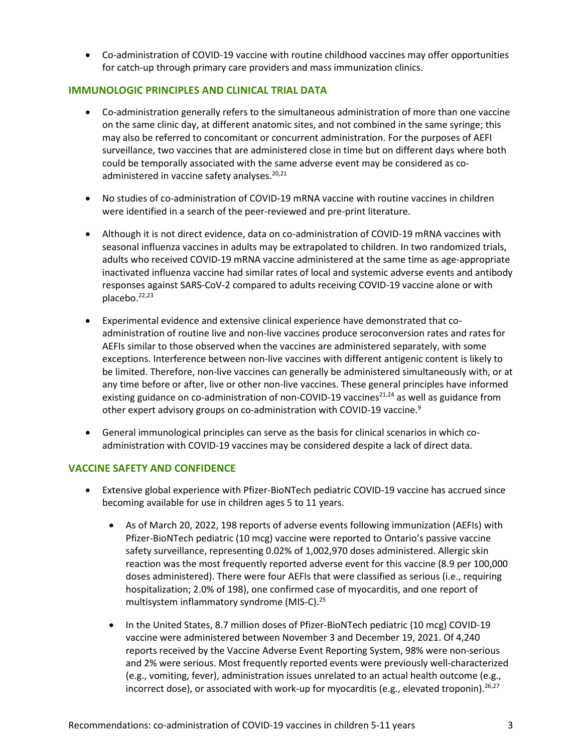- Co-administration of COVID-19 vaccine with routine childhood vaccines may offer opportunities for catch-up through primary care providers and mass immunization clinics.

## IMMUNOLOGIC PRINCIPLES AND CLINICAL TRIAL DATA

- Co-administration generally refers to the simultaneous administration of more than one vaccine on the same clinic day, at different anatomic sites, and not combined in the same syringe; this may also be referred to concomitant or concurrent administration. For the purposes of AEFI surveillance, two vaccines that are administered close in time but on different days where both could be temporally associated with the same adverse event may be considered as co-administered in vaccine safety analyses.[20,21]

- No studies of co-administration of COVID-19 mRNA vaccine with routine vaccines in children were identified in a search of the peer-reviewed and pre-print literature.

- Although it is not direct evidence, data on co-administration of COVID-19 mRNA vaccines with seasonal influenza vaccines in adults may be extrapolated to children. In two randomized trials, adults who received COVID-19 mRNA vaccine administered at the same time as age-appropriate inactivated influenza vaccine had similar rates of local and systemic adverse events and antibody responses against SARS-CoV-2 compared to adults receiving COVID-19 vaccine alone or with placebo.[22,23]

- Experimental evidence and extensive clinical experience have demonstrated that co-administration of routine live and non-live vaccines produce seroconversion rates and rates for AEFIs similar to those observed when the vaccines are administered separately, with some exceptions. Interference between non-live vaccines with different antigenic content is likely to be limited. Therefore, non-live vaccines can generally be administered simultaneously with, or at any time before or after, live or other non-live vaccines. These general principles have informed existing guidance on co-administration of non-COVID-19 vaccines[21,24] as well as guidance from other expert advisory groups on co-administration with COVID-19 vaccine.[9]

- General immunological principles can serve as the basis for clinical scenarios in which co-administration with COVID-19 vaccines may be considered despite a lack of direct data.

## VACCINE SAFETY AND CONFIDENCE

- Extensive global experience with Pfizer-BioNTech pediatric COVID-19 vaccine has accrued since becoming available for use in children ages 5 to 11 years.
  - As of March 20, 2022, 198 reports of adverse events following immunization (AEFIs) with Pfizer-BioNTech pediatric (10 mcg) vaccine were reported to Ontario's passive vaccine safety surveillance, representing 0.02% of 1,002,970 doses administered. Allergic skin reaction was the most frequently reported adverse event for this vaccine (8.9 per 100,000 doses administered). There were four AEFIs that were classified as serious (i.e., requiring hospitalization; 2.0% of 198), one confirmed case of myocarditis, and one report of multisystem inflammatory syndrome (MIS-C).[25]
  - In the United States, 8.7 million doses of Pfizer-BioNTech pediatric (10 mcg) COVID-19 vaccine were administered between November 3 and December 19, 2021. Of 4,240 reports received by the Vaccine Adverse Event Reporting System, 98% were non-serious and 2% were serious. Most frequently reported events were previously well-characterized (e.g., vomiting, fever), administration issues unrelated to an actual health outcome (e.g., incorrect dose), or associated with work-up for myocarditis (e.g., elevated troponin).[26,27]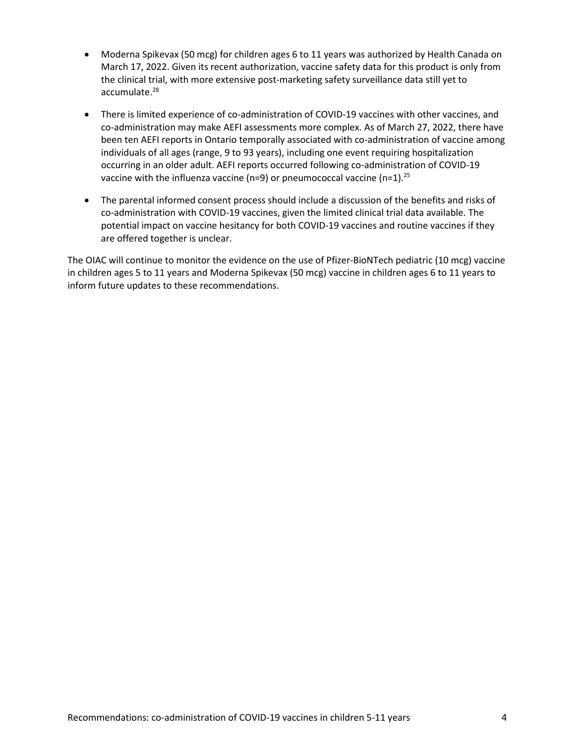- Moderna Spikevax (50 mcg) for children ages 6 to 11 years was authorized by Health Canada on March 17, 2022. Given its recent authorization, vaccine safety data for this product is only from the clinical trial, with more extensive post-marketing safety surveillance data still yet to accumulate.[28]

- There is limited experience of co-administration of COVID-19 vaccines with other vaccines, and co-administration may make AEFI assessments more complex. As of March 27, 2022, there have been ten AEFI reports in Ontario temporally associated with co-administration of vaccine among individuals of all ages (range, 9 to 93 years), including one event requiring hospitalization occurring in an older adult. AEFI reports occurred following co-administration of COVID-19 vaccine with the influenza vaccine (n=9) or pneumococcal vaccine (n=1).[25]

- The parental informed consent process should include a discussion of the benefits and risks of co-administration with COVID-19 vaccines, given the limited clinical trial data available. The potential impact on vaccine hesitancy for both COVID-19 vaccines and routine vaccines if they are offered together is unclear.

The OIAC will continue to monitor the evidence on the use of Pfizer-BioNTech pediatric (10 mcg) vaccine in children ages 5 to 11 years and Moderna Spikevax (50 mcg) vaccine in children ages 6 to 11 years to inform future updates to these recommendations.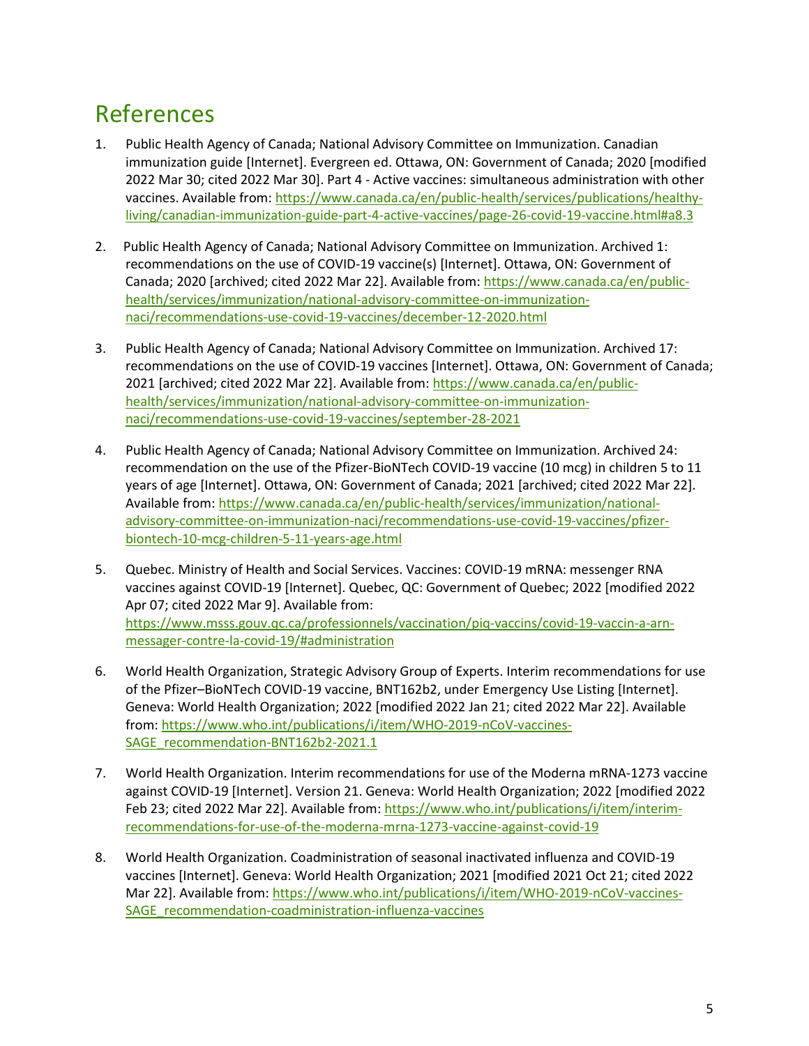# References

1. Public Health Agency of Canada; National Advisory Committee on Immunization. Canadian immunization guide [Internet]. Evergreen ed. Ottawa, ON: Government of Canada; 2020 [modified 2022 Mar 30; cited 2022 Mar 30]. Part 4 - Active vaccines: simultaneous administration with other vaccines. Available from: https://www.canada.ca/en/public-health/services/publications/healthy-living/canadian-immunization-guide-part-4-active-vaccines/page-26-covid-19-vaccine.html#a8.3

2. Public Health Agency of Canada; National Advisory Committee on Immunization. Archived 1: recommendations on the use of COVID-19 vaccine(s) [Internet]. Ottawa, ON: Government of Canada; 2020 [archived; cited 2022 Mar 22]. Available from: https://www.canada.ca/en/public-health/services/immunization/national-advisory-committee-on-immunization-naci/recommendations-use-covid-19-vaccines/december-12-2020.html

3. Public Health Agency of Canada; National Advisory Committee on Immunization. Archived 17: recommendations on the use of COVID-19 vaccines [Internet]. Ottawa, ON: Government of Canada; 2021 [archived; cited 2022 Mar 22]. Available from: https://www.canada.ca/en/public-health/services/immunization/national-advisory-committee-on-immunization-naci/recommendations-use-covid-19-vaccines/september-28-2021

4. Public Health Agency of Canada; National Advisory Committee on Immunization. Archived 24: recommendation on the use of the Pfizer-BioNTech COVID-19 vaccine (10 mcg) in children 5 to 11 years of age [Internet]. Ottawa, ON: Government of Canada; 2021 [archived; cited 2022 Mar 22]. Available from: https://www.canada.ca/en/public-health/services/immunization/national-advisory-committee-on-immunization-naci/recommendations-use-covid-19-vaccines/pfizer-biontech-10-mcg-children-5-11-years-age.html

5. Quebec. Ministry of Health and Social Services. Vaccines: COVID-19 mRNA: messenger RNA vaccines against COVID-19 [Internet]. Quebec, QC: Government of Quebec; 2022 [modified 2022 Apr 07; cited 2022 Mar 9]. Available from: https://www.msss.gouv.qc.ca/professionnels/vaccination/piq-vaccins/covid-19-vaccin-a-arn-messager-contre-la-covid-19/#administration

6. World Health Organization, Strategic Advisory Group of Experts. Interim recommendations for use of the Pfizer–BioNTech COVID-19 vaccine, BNT162b2, under Emergency Use Listing [Internet]. Geneva: World Health Organization; 2022 [modified 2022 Jan 21; cited 2022 Mar 22]. Available from: https://www.who.int/publications/i/item/WHO-2019-nCoV-vaccines-SAGE_recommendation-BNT162b2-2021.1

7. World Health Organization. Interim recommendations for use of the Moderna mRNA-1273 vaccine against COVID-19 [Internet]. Version 21. Geneva: World Health Organization; 2022 [modified 2022 Feb 23; cited 2022 Mar 22]. Available from: https://www.who.int/publications/i/item/interim-recommendations-for-use-of-the-moderna-mrna-1273-vaccine-against-covid-19

8. World Health Organization. Coadministration of seasonal inactivated influenza and COVID-19 vaccines [Internet]. Geneva: World Health Organization; 2021 [modified 2021 Oct 21; cited 2022 Mar 22]. Available from: https://www.who.int/publications/i/item/WHO-2019-nCoV-vaccines-SAGE_recommendation-coadministration-influenza-vaccines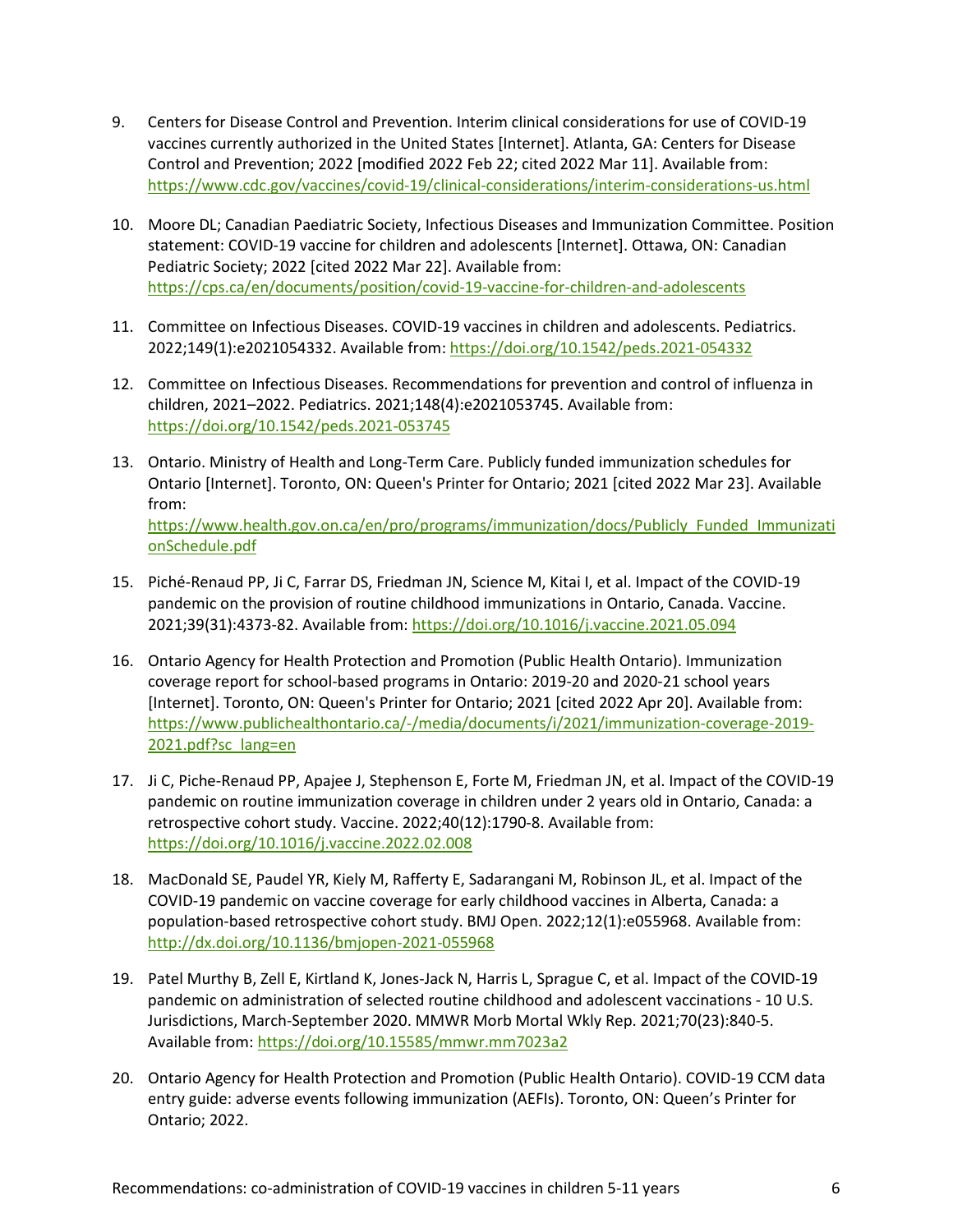9. Centers for Disease Control and Prevention. Interim clinical considerations for use of COVID-19 vaccines currently authorized in the United States [Internet]. Atlanta, GA: Centers for Disease Control and Prevention; 2022 [modified 2022 Feb 22; cited 2022 Mar 11]. Available from: https://www.cdc.gov/vaccines/covid-19/clinical-considerations/interim-considerations-us.html

10. Moore DL; Canadian Paediatric Society, Infectious Diseases and Immunization Committee. Position statement: COVID-19 vaccine for children and adolescents [Internet]. Ottawa, ON: Canadian Pediatric Society; 2022 [cited 2022 Mar 22]. Available from: https://cps.ca/en/documents/position/covid-19-vaccine-for-children-and-adolescents

11. Committee on Infectious Diseases. COVID-19 vaccines in children and adolescents. Pediatrics. 2022;149(1):e2021054332. Available from: https://doi.org/10.1542/peds.2021-054332

12. Committee on Infectious Diseases. Recommendations for prevention and control of influenza in children, 2021–2022. Pediatrics. 2021;148(4):e2021053745. Available from: https://doi.org/10.1542/peds.2021-053745

13. Ontario. Ministry of Health and Long-Term Care. Publicly funded immunization schedules for Ontario [Internet]. Toronto, ON: Queen's Printer for Ontario; 2021 [cited 2022 Mar 23]. Available from: https://www.health.gov.on.ca/en/pro/programs/immunization/docs/Publicly_Funded_ImmunizationSchedule.pdf

15. Piché-Renaud PP, Ji C, Farrar DS, Friedman JN, Science M, Kitai I, et al. Impact of the COVID-19 pandemic on the provision of routine childhood immunizations in Ontario, Canada. Vaccine. 2021;39(31):4373-82. Available from: https://doi.org/10.1016/j.vaccine.2021.05.094

16. Ontario Agency for Health Protection and Promotion (Public Health Ontario). Immunization coverage report for school-based programs in Ontario: 2019-20 and 2020-21 school years [Internet]. Toronto, ON: Queen's Printer for Ontario; 2021 [cited 2022 Apr 20]. Available from: https://www.publichealthontario.ca/-/media/documents/i/2021/immunization-coverage-2019-2021.pdf?sc_lang=en

17. Ji C, Piche-Renaud PP, Apajee J, Stephenson E, Forte M, Friedman JN, et al. Impact of the COVID-19 pandemic on routine immunization coverage in children under 2 years old in Ontario, Canada: a retrospective cohort study. Vaccine. 2022;40(12):1790-8. Available from: https://doi.org/10.1016/j.vaccine.2022.02.008

18. MacDonald SE, Paudel YR, Kiely M, Rafferty E, Sadarangani M, Robinson JL, et al. Impact of the COVID-19 pandemic on vaccine coverage for early childhood vaccines in Alberta, Canada: a population-based retrospective cohort study. BMJ Open. 2022;12(1):e055968. Available from: http://dx.doi.org/10.1136/bmjopen-2021-055968

19. Patel Murthy B, Zell E, Kirtland K, Jones-Jack N, Harris L, Sprague C, et al. Impact of the COVID-19 pandemic on administration of selected routine childhood and adolescent vaccinations - 10 U.S. Jurisdictions, March-September 2020. MMWR Morb Mortal Wkly Rep. 2021;70(23):840-5. Available from: https://doi.org/10.15585/mmwr.mm7023a2

20. Ontario Agency for Health Protection and Promotion (Public Health Ontario). COVID-19 CCM data entry guide: adverse events following immunization (AEFIs). Toronto, ON: Queen's Printer for Ontario; 2022.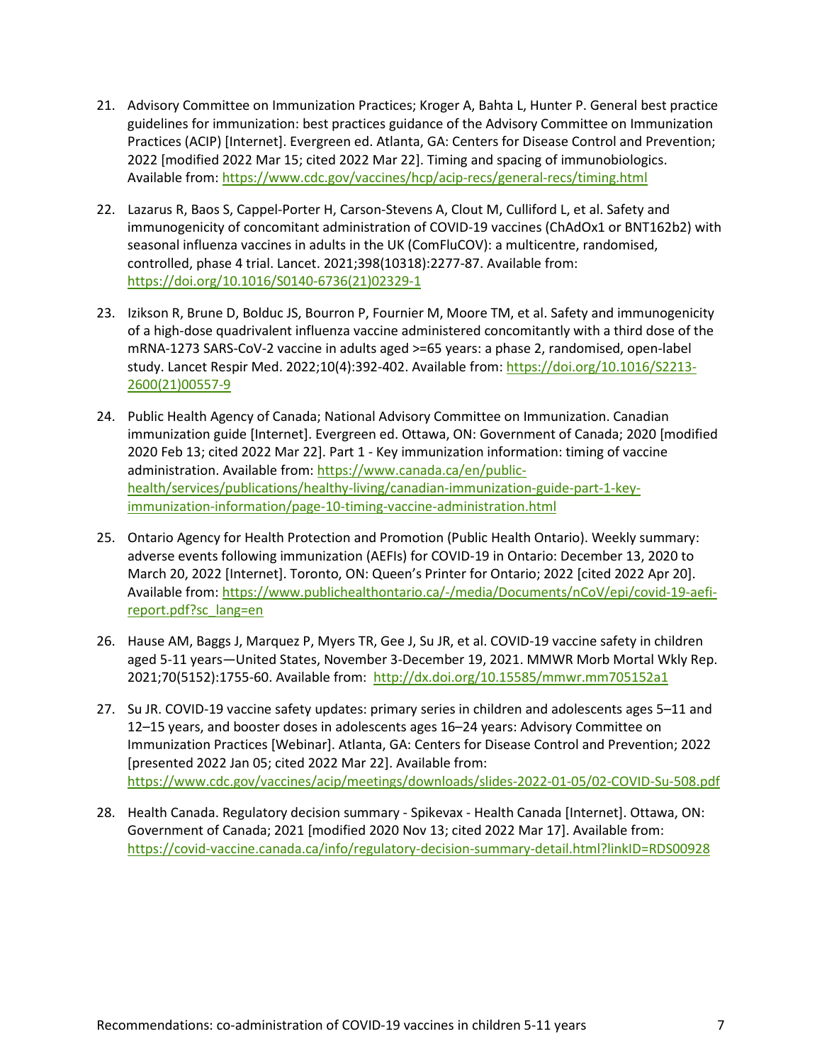21. Advisory Committee on Immunization Practices; Kroger A, Bahta L, Hunter P. General best practice guidelines for immunization: best practices guidance of the Advisory Committee on Immunization Practices (ACIP) [Internet]. Evergreen ed. Atlanta, GA: Centers for Disease Control and Prevention; 2022 [modified 2022 Mar 15; cited 2022 Mar 22]. Timing and spacing of immunobiologics. Available from: https://www.cdc.gov/vaccines/hcp/acip-recs/general-recs/timing.html

22. Lazarus R, Baos S, Cappel-Porter H, Carson-Stevens A, Clout M, Culliford L, et al. Safety and immunogenicity of concomitant administration of COVID-19 vaccines (ChAdOx1 or BNT162b2) with seasonal influenza vaccines in adults in the UK (ComFluCOV): a multicentre, randomised, controlled, phase 4 trial. Lancet. 2021;398(10318):2277-87. Available from: https://doi.org/10.1016/S0140-6736(21)02329-1

23. Izikson R, Brune D, Bolduc JS, Bourron P, Fournier M, Moore TM, et al. Safety and immunogenicity of a high-dose quadrivalent influenza vaccine administered concomitantly with a third dose of the mRNA-1273 SARS-CoV-2 vaccine in adults aged >=65 years: a phase 2, randomised, open-label study. Lancet Respir Med. 2022;10(4):392-402. Available from: https://doi.org/10.1016/S2213-2600(21)00557-9

24. Public Health Agency of Canada; National Advisory Committee on Immunization. Canadian immunization guide [Internet]. Evergreen ed. Ottawa, ON: Government of Canada; 2020 [modified 2020 Feb 13; cited 2022 Mar 22]. Part 1 - Key immunization information: timing of vaccine administration. Available from: https://www.canada.ca/en/public-health/services/publications/healthy-living/canadian-immunization-guide-part-1-key-immunization-information/page-10-timing-vaccine-administration.html

25. Ontario Agency for Health Protection and Promotion (Public Health Ontario). Weekly summary: adverse events following immunization (AEFIs) for COVID-19 in Ontario: December 13, 2020 to March 20, 2022 [Internet]. Toronto, ON: Queen's Printer for Ontario; 2022 [cited 2022 Apr 20]. Available from: https://www.publichealthontario.ca/-/media/Documents/nCoV/epi/covid-19-aefi-report.pdf?sc_lang=en

26. Hause AM, Baggs J, Marquez P, Myers TR, Gee J, Su JR, et al. COVID-19 vaccine safety in children aged 5-11 years—United States, November 3-December 19, 2021. MMWR Morb Mortal Wkly Rep. 2021;70(5152):1755-60. Available from: http://dx.doi.org/10.15585/mmwr.mm705152a1

27. Su JR. COVID-19 vaccine safety updates: primary series in children and adolescents ages 5–11 and 12–15 years, and booster doses in adolescents ages 16–24 years: Advisory Committee on Immunization Practices [Webinar]. Atlanta, GA: Centers for Disease Control and Prevention; 2022 [presented 2022 Jan 05; cited 2022 Mar 22]. Available from: https://www.cdc.gov/vaccines/acip/meetings/downloads/slides-2022-01-05/02-COVID-Su-508.pdf

28. Health Canada. Regulatory decision summary - Spikevax - Health Canada [Internet]. Ottawa, ON: Government of Canada; 2021 [modified 2020 Nov 13; cited 2022 Mar 17]. Available from: https://covid-vaccine.canada.ca/info/regulatory-decision-summary-detail.html?linkID=RDS00928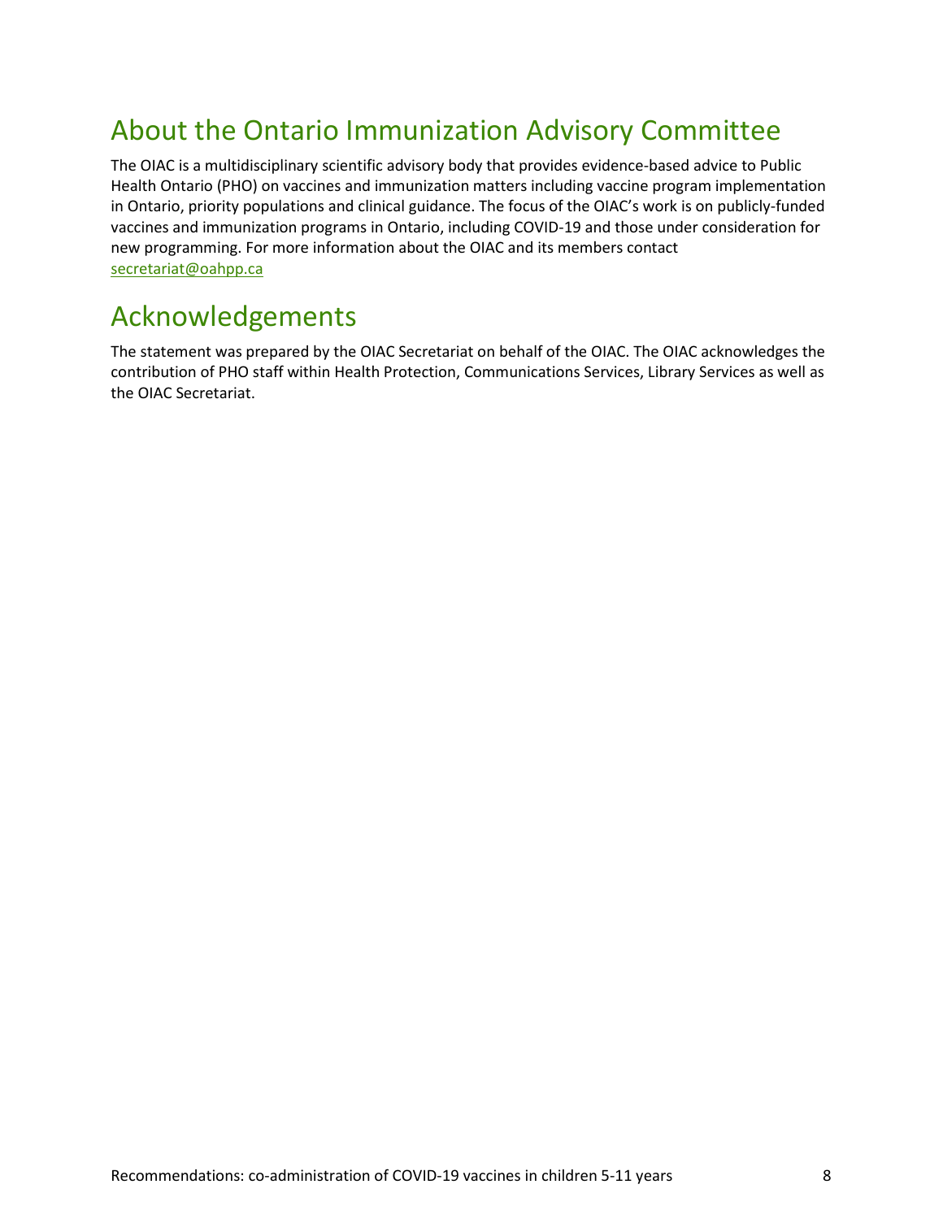## About the Ontario Immunization Advisory Committee

The OIAC is a multidisciplinary scientific advisory body that provides evidence-based advice to Public Health Ontario (PHO) on vaccines and immunization matters including vaccine program implementation in Ontario, priority populations and clinical guidance. The focus of the OIAC's work is on publicly-funded vaccines and immunization programs in Ontario, including COVID-19 and those under consideration for new programming. For more information about the OIAC and its members contact secretariat@oahpp.ca

## Acknowledgements

The statement was prepared by the OIAC Secretariat on behalf of the OIAC. The OIAC acknowledges the contribution of PHO staff within Health Protection, Communications Services, Library Services as well as the OIAC Secretariat.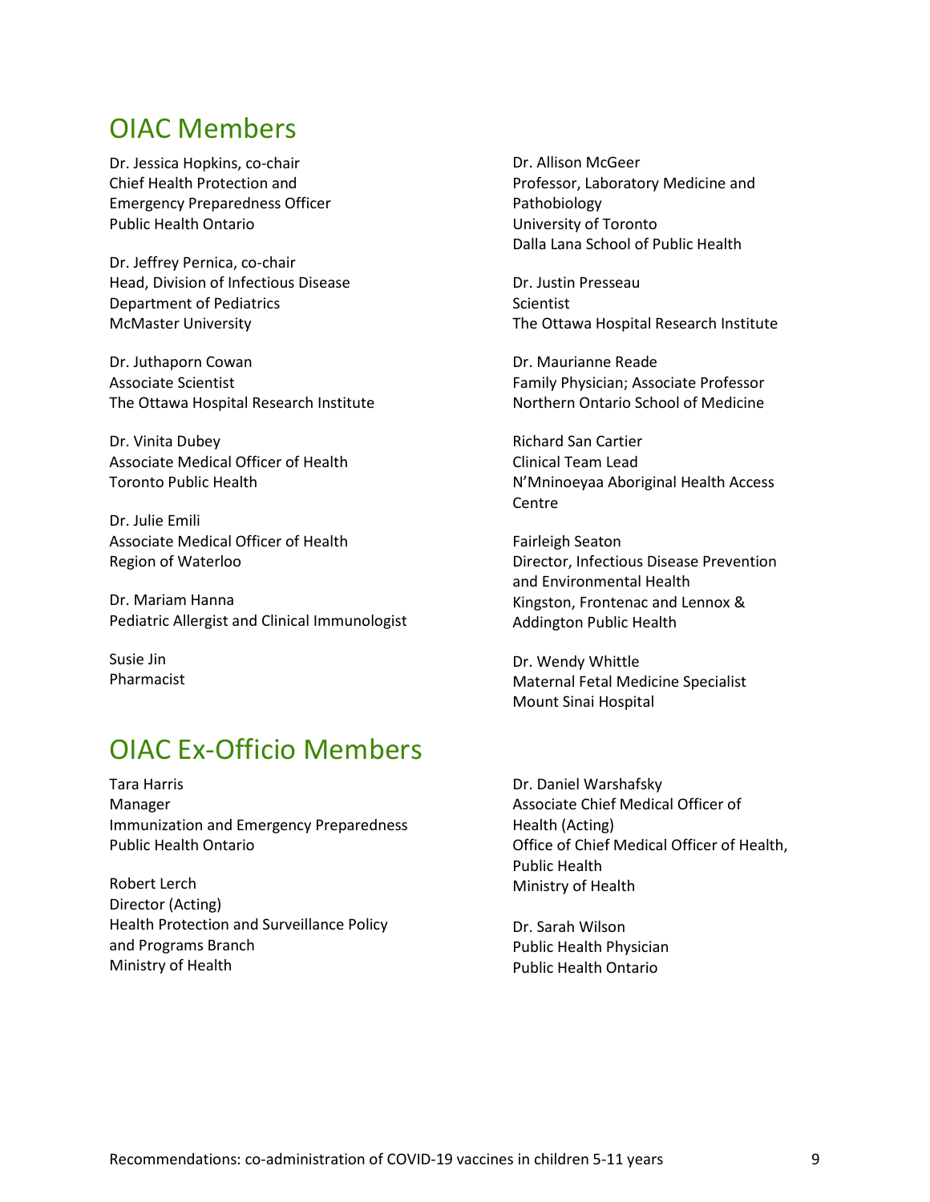## OIAC Members

Dr. Jessica Hopkins, co-chair
Chief Health Protection and Emergency Preparedness Officer
Public Health Ontario

Dr. Jeffrey Pernica, co-chair
Head, Division of Infectious Disease
Department of Pediatrics
McMaster University

Dr. Juthaporn Cowan
Associate Scientist
The Ottawa Hospital Research Institute

Dr. Vinita Dubey
Associate Medical Officer of Health
Toronto Public Health

Dr. Julie Emili
Associate Medical Officer of Health
Region of Waterloo

Dr. Mariam Hanna
Pediatric Allergist and Clinical Immunologist

Susie Jin
Pharmacist

Dr. Allison McGeer
Professor, Laboratory Medicine and Pathobiology
University of Toronto
Dalla Lana School of Public Health

Dr. Justin Presseau
Scientist
The Ottawa Hospital Research Institute

Dr. Maurianne Reade
Family Physician; Associate Professor
Northern Ontario School of Medicine

Richard San Cartier
Clinical Team Lead
N'Mninoeyaa Aboriginal Health Access Centre

Fairleigh Seaton
Director, Infectious Disease Prevention and Environmental Health
Kingston, Frontenac and Lennox & Addington Public Health

Dr. Wendy Whittle
Maternal Fetal Medicine Specialist
Mount Sinai Hospital

## OIAC Ex-Officio Members

Tara Harris
Manager
Immunization and Emergency Preparedness
Public Health Ontario

Robert Lerch
Director (Acting)
Health Protection and Surveillance Policy and Programs Branch
Ministry of Health

Dr. Daniel Warshafsky
Associate Chief Medical Officer of Health (Acting)
Office of Chief Medical Officer of Health, Public Health
Ministry of Health

Dr. Sarah Wilson
Public Health Physician
Public Health Ontario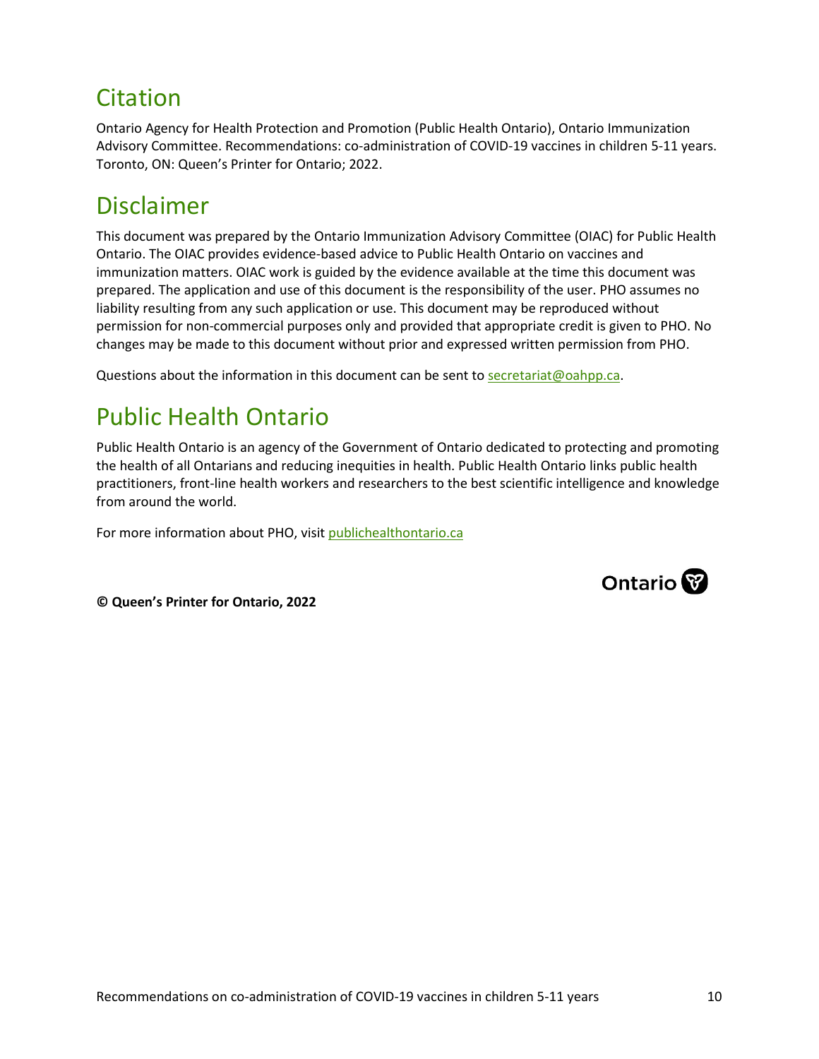## Citation

Ontario Agency for Health Protection and Promotion (Public Health Ontario), Ontario Immunization Advisory Committee. Recommendations: co-administration of COVID-19 vaccines in children 5-11 years. Toronto, ON: Queen's Printer for Ontario; 2022.

## Disclaimer

This document was prepared by the Ontario Immunization Advisory Committee (OIAC) for Public Health Ontario. The OIAC provides evidence-based advice to Public Health Ontario on vaccines and immunization matters. OIAC work is guided by the evidence available at the time this document was prepared. The application and use of this document is the responsibility of the user. PHO assumes no liability resulting from any such application or use. This document may be reproduced without permission for non-commercial purposes only and provided that appropriate credit is given to PHO. No changes may be made to this document without prior and expressed written permission from PHO.

Questions about the information in this document can be sent to secretariat@oahpp.ca.

## Public Health Ontario

Public Health Ontario is an agency of the Government of Ontario dedicated to protecting and promoting the health of all Ontarians and reducing inequities in health. Public Health Ontario links public health practitioners, front-line health workers and researchers to the best scientific intelligence and knowledge from around the world.

For more information about PHO, visit publichealthontario.ca

Ontario

**© Queen's Printer for Ontario, 2022**